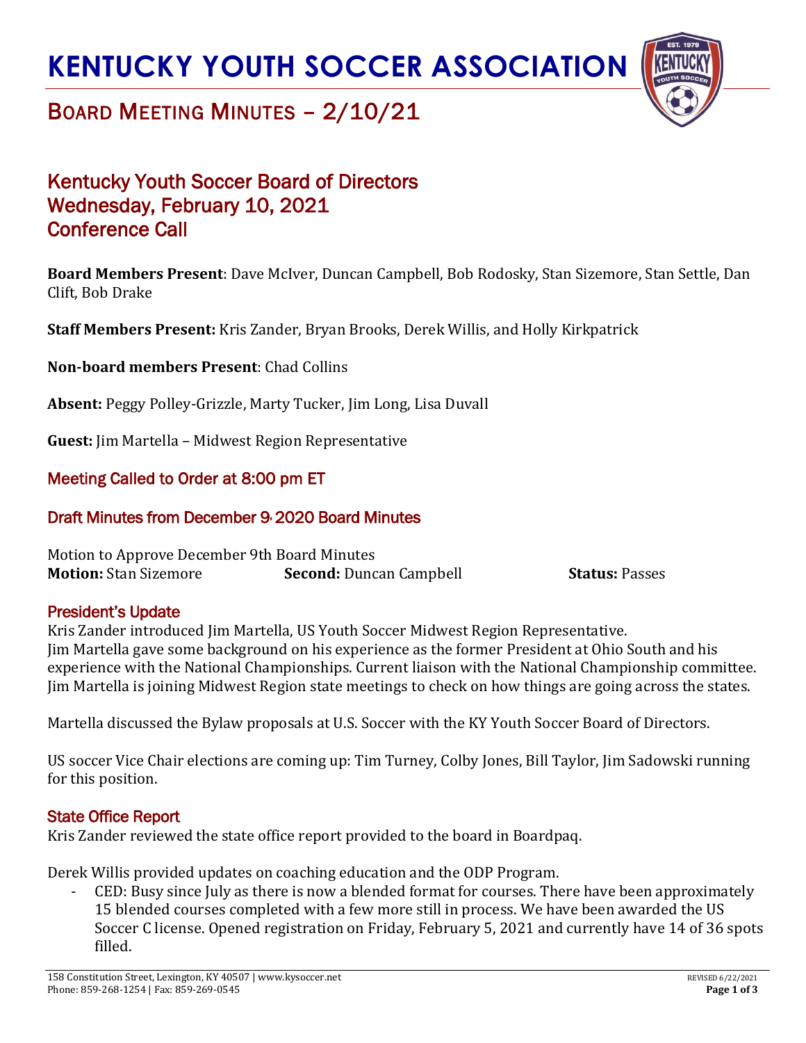# KENTUCKY YOUTH SOCCER ASSOCIATION

## BOARD MEETING MINUTES – 2/10/21

## Kentucky Youth Soccer Board of Directors
## Wednesday, February 10, 2021
## Conference Call

**Board Members Present**: Dave McIver, Duncan Campbell, Bob Rodosky, Stan Sizemore, Stan Settle, Dan Clift, Bob Drake

**Staff Members Present:** Kris Zander, Bryan Brooks, Derek Willis, and Holly Kirkpatrick

**Non-board members Present**: Chad Collins

**Absent:** Peggy Polley-Grizzle, Marty Tucker, Jim Long, Lisa Duvall

**Guest:** Jim Martella – Midwest Region Representative

### Meeting Called to Order at 8:00 pm ET

### Draft Minutes from December 9, 2020 Board Minutes

Motion to Approve December 9th Board Minutes
**Motion:** Stan Sizemore **Second:** Duncan Campbell **Status:** Passes

### President's Update

Kris Zander introduced Jim Martella, US Youth Soccer Midwest Region Representative.
Jim Martella gave some background on his experience as the former President at Ohio South and his experience with the National Championships. Current liaison with the National Championship committee. Jim Martella is joining Midwest Region state meetings to check on how things are going across the states.

Martella discussed the Bylaw proposals at U.S. Soccer with the KY Youth Soccer Board of Directors.

US soccer Vice Chair elections are coming up: Tim Turney, Colby Jones, Bill Taylor, Jim Sadowski running for this position.

### State Office Report

Kris Zander reviewed the state office report provided to the board in Boardpaq.

Derek Willis provided updates on coaching education and the ODP Program.

- CED: Busy since July as there is now a blended format for courses. There have been approximately 15 blended courses completed with a few more still in process. We have been awarded the US Soccer C license. Opened registration on Friday, February 5, 2021 and currently have 14 of 36 spots filled.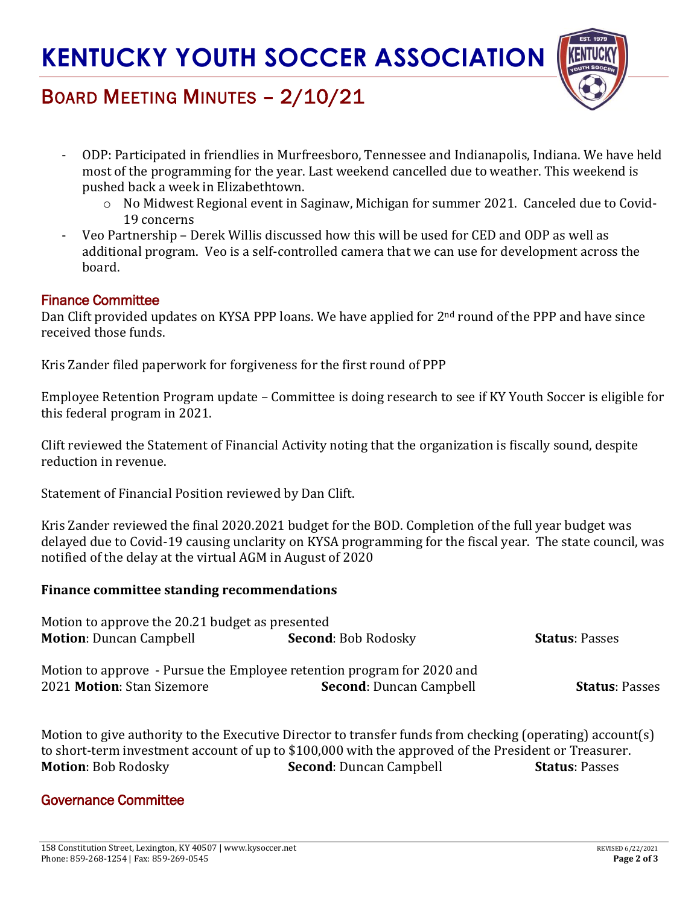- ODP: Participated in friendlies in Murfreesboro, Tennessee and Indianapolis, Indiana. We have held most of the programming for the year. Last weekend cancelled due to weather. This weekend is pushed back a week in Elizabethtown.
    - No Midwest Regional event in Saginaw, Michigan for summer 2021. Canceled due to Covid-19 concerns
- Veo Partnership – Derek Willis discussed how this will be used for CED and ODP as well as additional program. Veo is a self-controlled camera that we can use for development across the board.

## Finance Committee

Dan Clift provided updates on KYSA PPP loans. We have applied for 2nd round of the PPP and have since received those funds.

Kris Zander filed paperwork for forgiveness for the first round of PPP

Employee Retention Program update – Committee is doing research to see if KY Youth Soccer is eligible for this federal program in 2021.

Clift reviewed the Statement of Financial Activity noting that the organization is fiscally sound, despite reduction in revenue.

Statement of Financial Position reviewed by Dan Clift.

Kris Zander reviewed the final 2020.2021 budget for the BOD. Completion of the full year budget was delayed due to Covid-19 causing unclarity on KYSA programming for the fiscal year. The state council, was notified of the delay at the virtual AGM in August of 2020

**Finance committee standing recommendations**

Motion to approve the 20.21 budget as presented
**Motion**: Duncan Campbell **Second**: Bob Rodosky **Status**: Passes

Motion to approve - Pursue the Employee retention program for 2020 and 2021 **Motion**: Stan Sizemore **Second**: Duncan Campbell **Status**: Passes

Motion to give authority to the Executive Director to transfer funds from checking (operating) account(s) to short-term investment account of up to $100,000 with the approved of the President or Treasurer.
**Motion**: Bob Rodosky **Second**: Duncan Campbell **Status**: Passes

## Governance Committee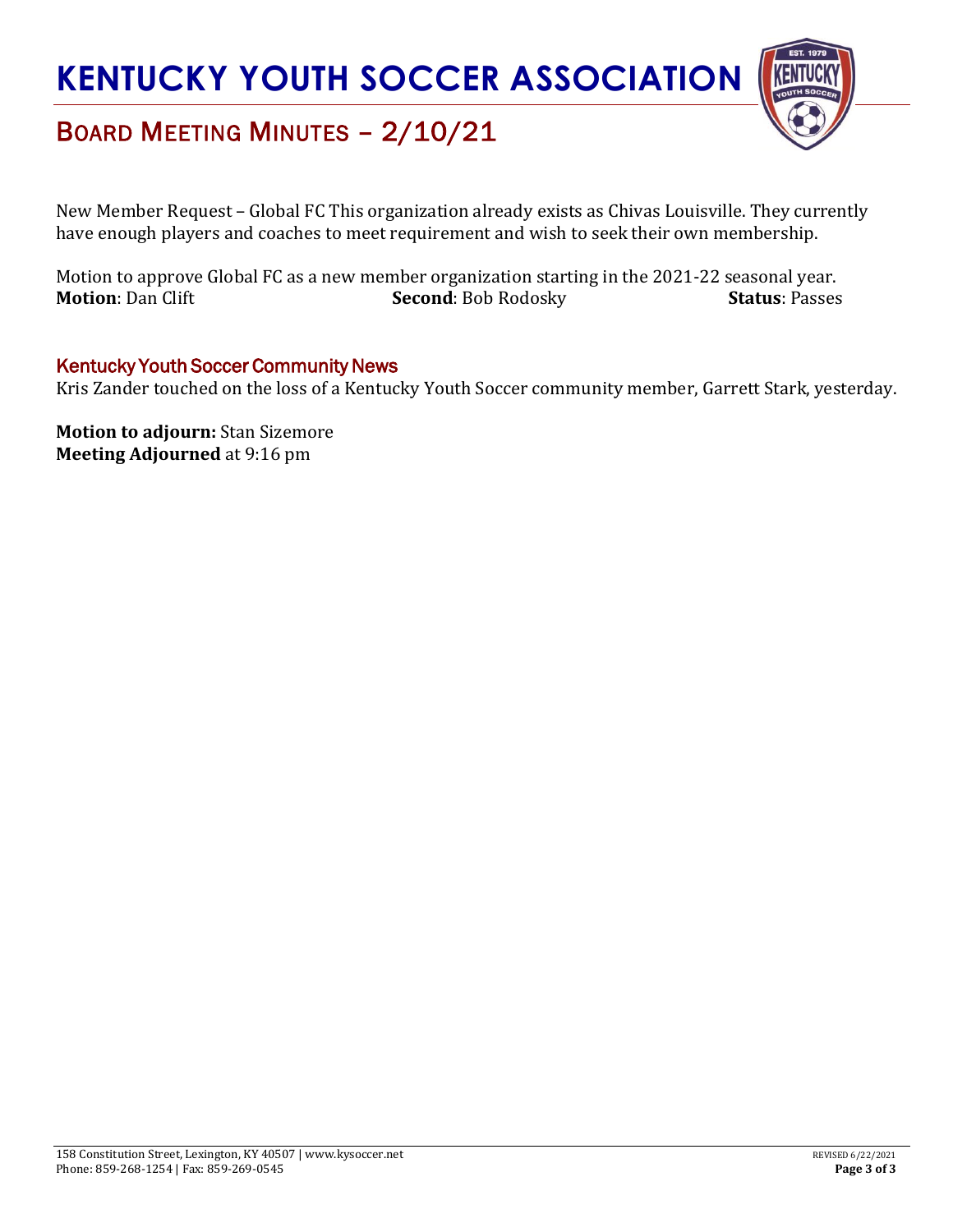New Member Request – Global FC This organization already exists as Chivas Louisville. They currently have enough players and coaches to meet requirement and wish to seek their own membership.

Motion to approve Global FC as a new member organization starting in the 2021-22 seasonal year.
**Motion**: Dan Clift **Second**: Bob Rodosky **Status**: Passes

## Kentucky Youth Soccer Community News

Kris Zander touched on the loss of a Kentucky Youth Soccer community member, Garrett Stark, yesterday.

**Motion to adjourn:** Stan Sizemore
**Meeting Adjourned** at 9:16 pm